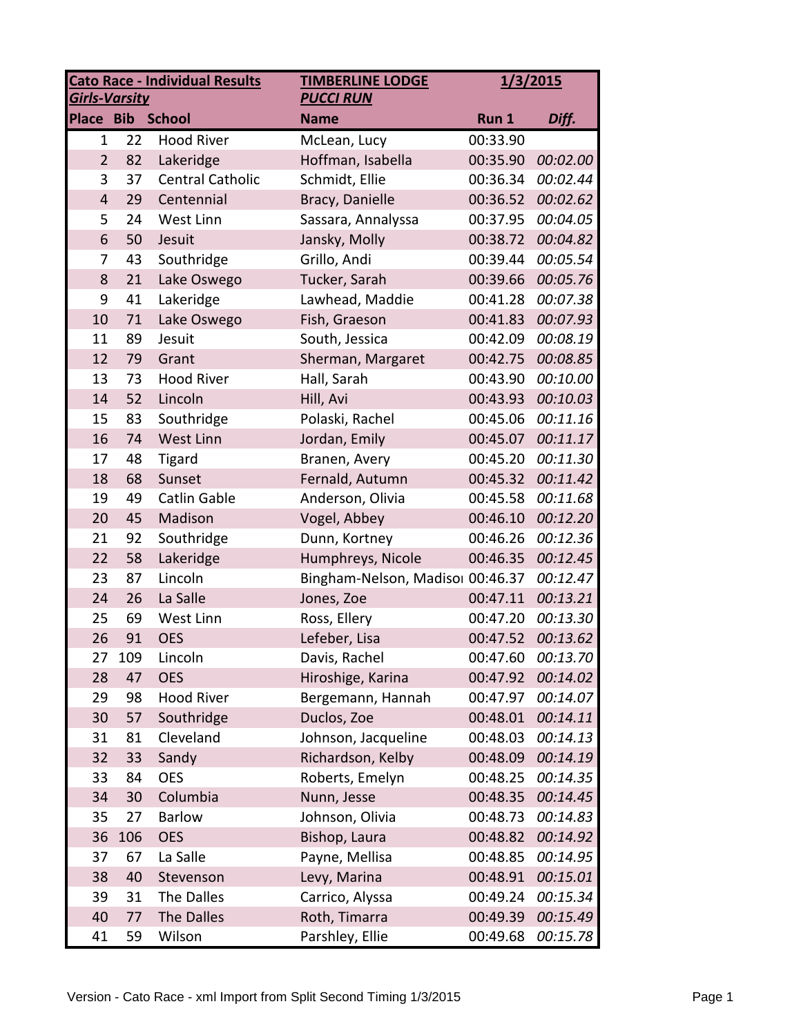| **Cato Race - Individual Results** | | | **TIMBERLINE LODGE** | **1/3/2015** | |
|---|---|---|---|---|---|
| ***Girls-Varsity*** | | | ***PUCCI RUN*** | | |
| **Place** | **Bib** | **School** | **Name** | **Run 1** | ***Diff.*** |
| 1 | 22 | Hood River | McLean, Lucy | 00:33.90 | |
| 2 | 82 | Lakeridge | Hoffman, Isabella | 00:35.90 | *00:02.00* |
| 3 | 37 | Central Catholic | Schmidt, Ellie | 00:36.34 | *00:02.44* |
| 4 | 29 | Centennial | Bracy, Danielle | 00:36.52 | *00:02.62* |
| 5 | 24 | West Linn | Sassara, Annalyssa | 00:37.95 | *00:04.05* |
| 6 | 50 | Jesuit | Jansky, Molly | 00:38.72 | *00:04.82* |
| 7 | 43 | Southridge | Grillo, Andi | 00:39.44 | *00:05.54* |
| 8 | 21 | Lake Oswego | Tucker, Sarah | 00:39.66 | *00:05.76* |
| 9 | 41 | Lakeridge | Lawhead, Maddie | 00:41.28 | *00:07.38* |
| 10 | 71 | Lake Oswego | Fish, Graeson | 00:41.83 | *00:07.93* |
| 11 | 89 | Jesuit | South, Jessica | 00:42.09 | *00:08.19* |
| 12 | 79 | Grant | Sherman, Margaret | 00:42.75 | *00:08.85* |
| 13 | 73 | Hood River | Hall, Sarah | 00:43.90 | *00:10.00* |
| 14 | 52 | Lincoln | Hill, Avi | 00:43.93 | *00:10.03* |
| 15 | 83 | Southridge | Polaski, Rachel | 00:45.06 | *00:11.16* |
| 16 | 74 | West Linn | Jordan, Emily | 00:45.07 | *00:11.17* |
| 17 | 48 | Tigard | Branen, Avery | 00:45.20 | *00:11.30* |
| 18 | 68 | Sunset | Fernald, Autumn | 00:45.32 | *00:11.42* |
| 19 | 49 | Catlin Gable | Anderson, Olivia | 00:45.58 | *00:11.68* |
| 20 | 45 | Madison | Vogel, Abbey | 00:46.10 | *00:12.20* |
| 21 | 92 | Southridge | Dunn, Kortney | 00:46.26 | *00:12.36* |
| 22 | 58 | Lakeridge | Humphreys, Nicole | 00:46.35 | *00:12.45* |
| 23 | 87 | Lincoln | Bingham-Nelson, Madisoı | 00:46.37 | *00:12.47* |
| 24 | 26 | La Salle | Jones, Zoe | 00:47.11 | *00:13.21* |
| 25 | 69 | West Linn | Ross, Ellery | 00:47.20 | *00:13.30* |
| 26 | 91 | OES | Lefeber, Lisa | 00:47.52 | *00:13.62* |
| 27 | 109 | Lincoln | Davis, Rachel | 00:47.60 | *00:13.70* |
| 28 | 47 | OES | Hiroshige, Karina | 00:47.92 | *00:14.02* |
| 29 | 98 | Hood River | Bergemann, Hannah | 00:47.97 | *00:14.07* |
| 30 | 57 | Southridge | Duclos, Zoe | 00:48.01 | *00:14.11* |
| 31 | 81 | Cleveland | Johnson, Jacqueline | 00:48.03 | *00:14.13* |
| 32 | 33 | Sandy | Richardson, Kelby | 00:48.09 | *00:14.19* |
| 33 | 84 | OES | Roberts, Emelyn | 00:48.25 | *00:14.35* |
| 34 | 30 | Columbia | Nunn, Jesse | 00:48.35 | *00:14.45* |
| 35 | 27 | Barlow | Johnson, Olivia | 00:48.73 | *00:14.83* |
| 36 | 106 | OES | Bishop, Laura | 00:48.82 | *00:14.92* |
| 37 | 67 | La Salle | Payne, Mellisa | 00:48.85 | *00:14.95* |
| 38 | 40 | Stevenson | Levy, Marina | 00:48.91 | *00:15.01* |
| 39 | 31 | The Dalles | Carrico, Alyssa | 00:49.24 | *00:15.34* |
| 40 | 77 | The Dalles | Roth, Timarra | 00:49.39 | *00:15.49* |
| 41 | 59 | Wilson | Parshley, Ellie | 00:49.68 | *00:15.78* |

Version - Cato Race - xml Import from Split Second Timing 1/3/2015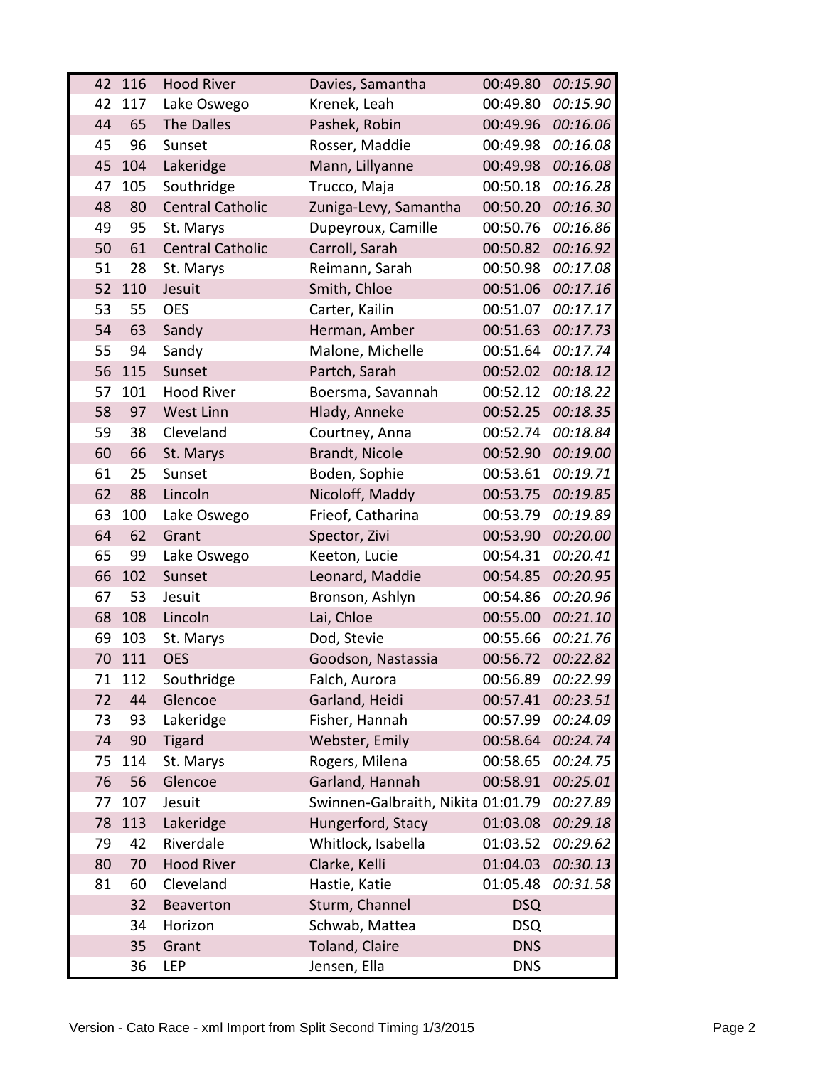| | | | | | |
|---|---|---|---|---|---|
| 42 | 116 | Hood River | Davies, Samantha | 00:49.80 | *00:15.90* |
| 42 | 117 | Lake Oswego | Krenek, Leah | 00:49.80 | *00:15.90* |
| 44 | 65 | The Dalles | Pashek, Robin | 00:49.96 | *00:16.06* |
| 45 | 96 | Sunset | Rosser, Maddie | 00:49.98 | *00:16.08* |
| 45 | 104 | Lakeridge | Mann, Lillyanne | 00:49.98 | *00:16.08* |
| 47 | 105 | Southridge | Trucco, Maja | 00:50.18 | *00:16.28* |
| 48 | 80 | Central Catholic | Zuniga-Levy, Samantha | 00:50.20 | *00:16.30* |
| 49 | 95 | St. Marys | Dupeyroux, Camille | 00:50.76 | *00:16.86* |
| 50 | 61 | Central Catholic | Carroll, Sarah | 00:50.82 | *00:16.92* |
| 51 | 28 | St. Marys | Reimann, Sarah | 00:50.98 | *00:17.08* |
| 52 | 110 | Jesuit | Smith, Chloe | 00:51.06 | *00:17.16* |
| 53 | 55 | OES | Carter, Kailin | 00:51.07 | *00:17.17* |
| 54 | 63 | Sandy | Herman, Amber | 00:51.63 | *00:17.73* |
| 55 | 94 | Sandy | Malone, Michelle | 00:51.64 | *00:17.74* |
| 56 | 115 | Sunset | Partch, Sarah | 00:52.02 | *00:18.12* |
| 57 | 101 | Hood River | Boersma, Savannah | 00:52.12 | *00:18.22* |
| 58 | 97 | West Linn | Hlady, Anneke | 00:52.25 | *00:18.35* |
| 59 | 38 | Cleveland | Courtney, Anna | 00:52.74 | *00:18.84* |
| 60 | 66 | St. Marys | Brandt, Nicole | 00:52.90 | *00:19.00* |
| 61 | 25 | Sunset | Boden, Sophie | 00:53.61 | *00:19.71* |
| 62 | 88 | Lincoln | Nicoloff, Maddy | 00:53.75 | *00:19.85* |
| 63 | 100 | Lake Oswego | Frieof, Catharina | 00:53.79 | *00:19.89* |
| 64 | 62 | Grant | Spector, Zivi | 00:53.90 | *00:20.00* |
| 65 | 99 | Lake Oswego | Keeton, Lucie | 00:54.31 | *00:20.41* |
| 66 | 102 | Sunset | Leonard, Maddie | 00:54.85 | *00:20.95* |
| 67 | 53 | Jesuit | Bronson, Ashlyn | 00:54.86 | *00:20.96* |
| 68 | 108 | Lincoln | Lai, Chloe | 00:55.00 | *00:21.10* |
| 69 | 103 | St. Marys | Dod, Stevie | 00:55.66 | *00:21.76* |
| 70 | 111 | OES | Goodson, Nastassia | 00:56.72 | *00:22.82* |
| 71 | 112 | Southridge | Falch, Aurora | 00:56.89 | *00:22.99* |
| 72 | 44 | Glencoe | Garland, Heidi | 00:57.41 | *00:23.51* |
| 73 | 93 | Lakeridge | Fisher, Hannah | 00:57.99 | *00:24.09* |
| 74 | 90 | Tigard | Webster, Emily | 00:58.64 | *00:24.74* |
| 75 | 114 | St. Marys | Rogers, Milena | 00:58.65 | *00:24.75* |
| 76 | 56 | Glencoe | Garland, Hannah | 00:58.91 | *00:25.01* |
| 77 | 107 | Jesuit | Swinnen-Galbraith, Nikita | 01:01.79 | *00:27.89* |
| 78 | 113 | Lakeridge | Hungerford, Stacy | 01:03.08 | *00:29.18* |
| 79 | 42 | Riverdale | Whitlock, Isabella | 01:03.52 | *00:29.62* |
| 80 | 70 | Hood River | Clarke, Kelli | 01:04.03 | *00:30.13* |
| 81 | 60 | Cleveland | Hastie, Katie | 01:05.48 | *00:31.58* |
| | 32 | Beaverton | Sturm, Channel | DSQ | |
| | 34 | Horizon | Schwab, Mattea | DSQ | |
| | 35 | Grant | Toland, Claire | DNS | |
| | 36 | LEP | Jensen, Ella | DNS | |

Version - Cato Race - xml Import from Split Second Timing 1/3/2015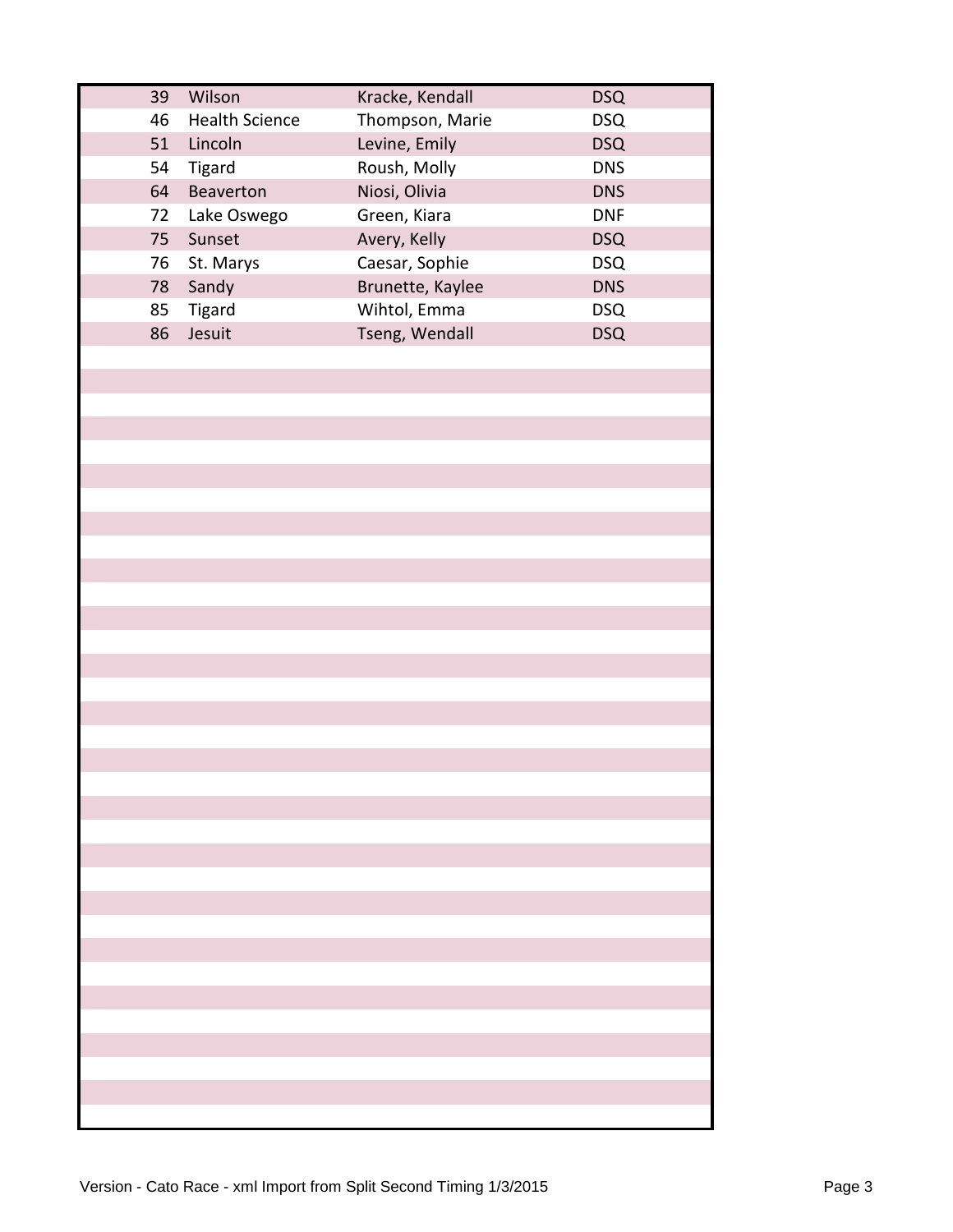| | | | |
|---|---|---|---|
| 39 | Wilson | Kracke, Kendall | DSQ |
| 46 | Health Science | Thompson, Marie | DSQ |
| 51 | Lincoln | Levine, Emily | DSQ |
| 54 | Tigard | Roush, Molly | DNS |
| 64 | Beaverton | Niosi, Olivia | DNS |
| 72 | Lake Oswego | Green, Kiara | DNF |
| 75 | Sunset | Avery, Kelly | DSQ |
| 76 | St. Marys | Caesar, Sophie | DSQ |
| 78 | Sandy | Brunette, Kaylee | DNS |
| 85 | Tigard | Wihtol, Emma | DSQ |
| 86 | Jesuit | Tseng, Wendall | DSQ |

Version - Cato Race - xml Import from Split Second Timing 1/3/2015